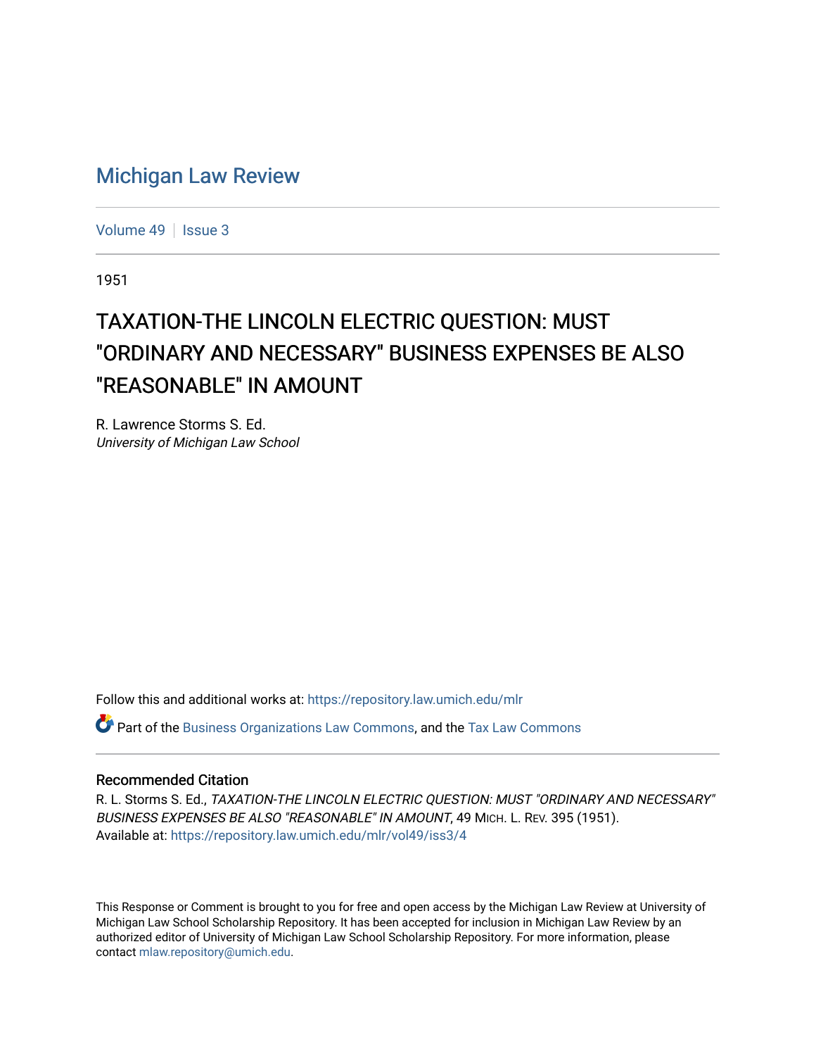# Michigan Law Review

Volume 49 | Issue 3

1951

## TAXATION-THE LINCOLN ELECTRIC QUESTION: MUST "ORDINARY AND NECESSARY" BUSINESS EXPENSES BE ALSO "REASONABLE" IN AMOUNT

R. Lawrence Storms S. Ed.
*University of Michigan Law School*

Follow this and additional works at: https://repository.law.umich.edu/mlr

Part of the Business Organizations Law Commons, and the Tax Law Commons

### Recommended Citation

R. L. Storms S. Ed., *TAXATION-THE LINCOLN ELECTRIC QUESTION: MUST "ORDINARY AND NECESSARY" BUSINESS EXPENSES BE ALSO "REASONABLE" IN AMOUNT*, 49 MICH. L. REV. 395 (1951).
Available at: https://repository.law.umich.edu/mlr/vol49/iss3/4

This Response or Comment is brought to you for free and open access by the Michigan Law Review at University of Michigan Law School Scholarship Repository. It has been accepted for inclusion in Michigan Law Review by an authorized editor of University of Michigan Law School Scholarship Repository. For more information, please contact mlaw.repository@umich.edu.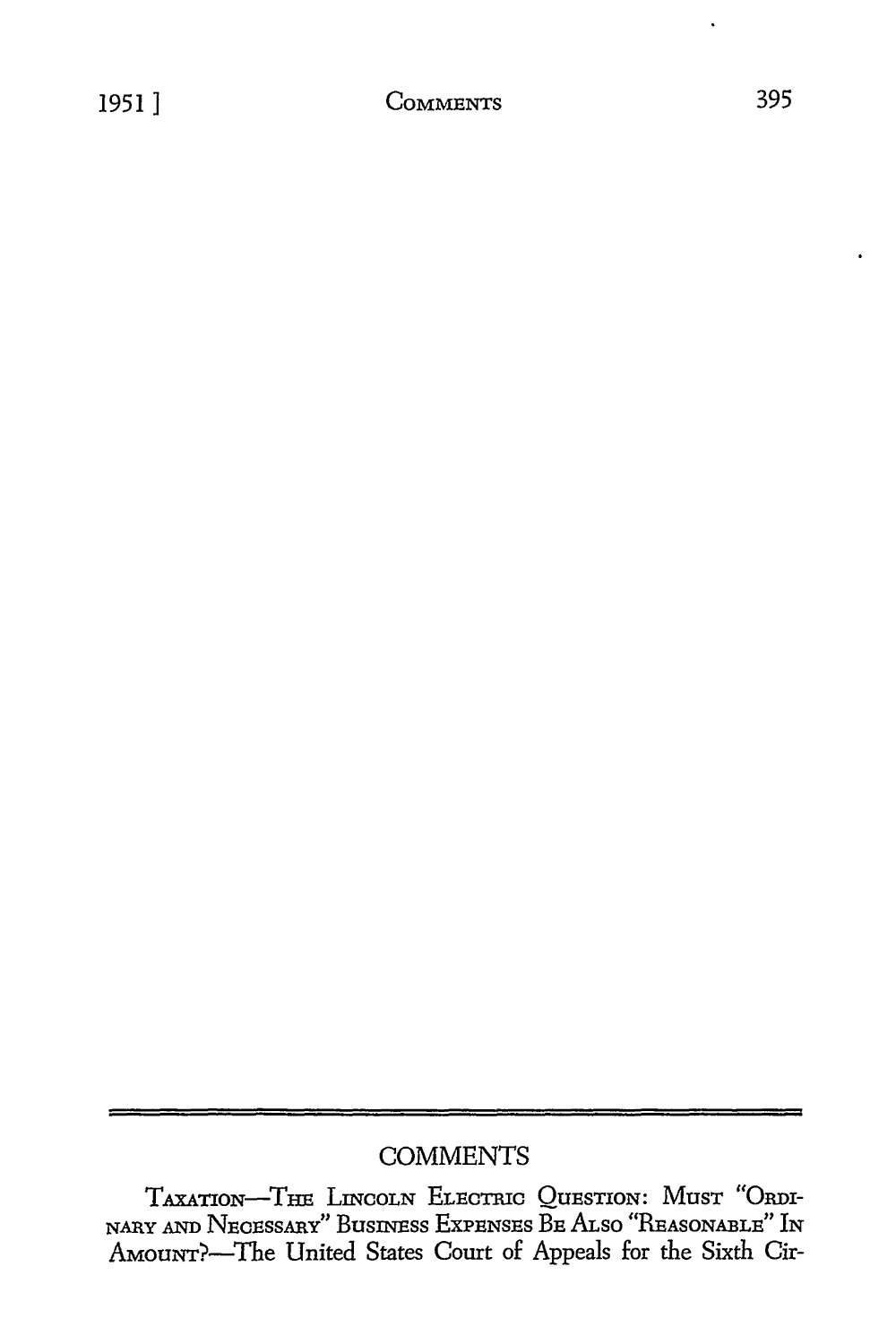# COMMENTS

TAXATION—THE LINCOLN ELECTRIC QUESTION: MUST "ORDINARY AND NECESSARY" BUSINESS EXPENSES BE ALSO "REASONABLE" IN AMOUNT?—The United States Court of Appeals for the Sixth Cir-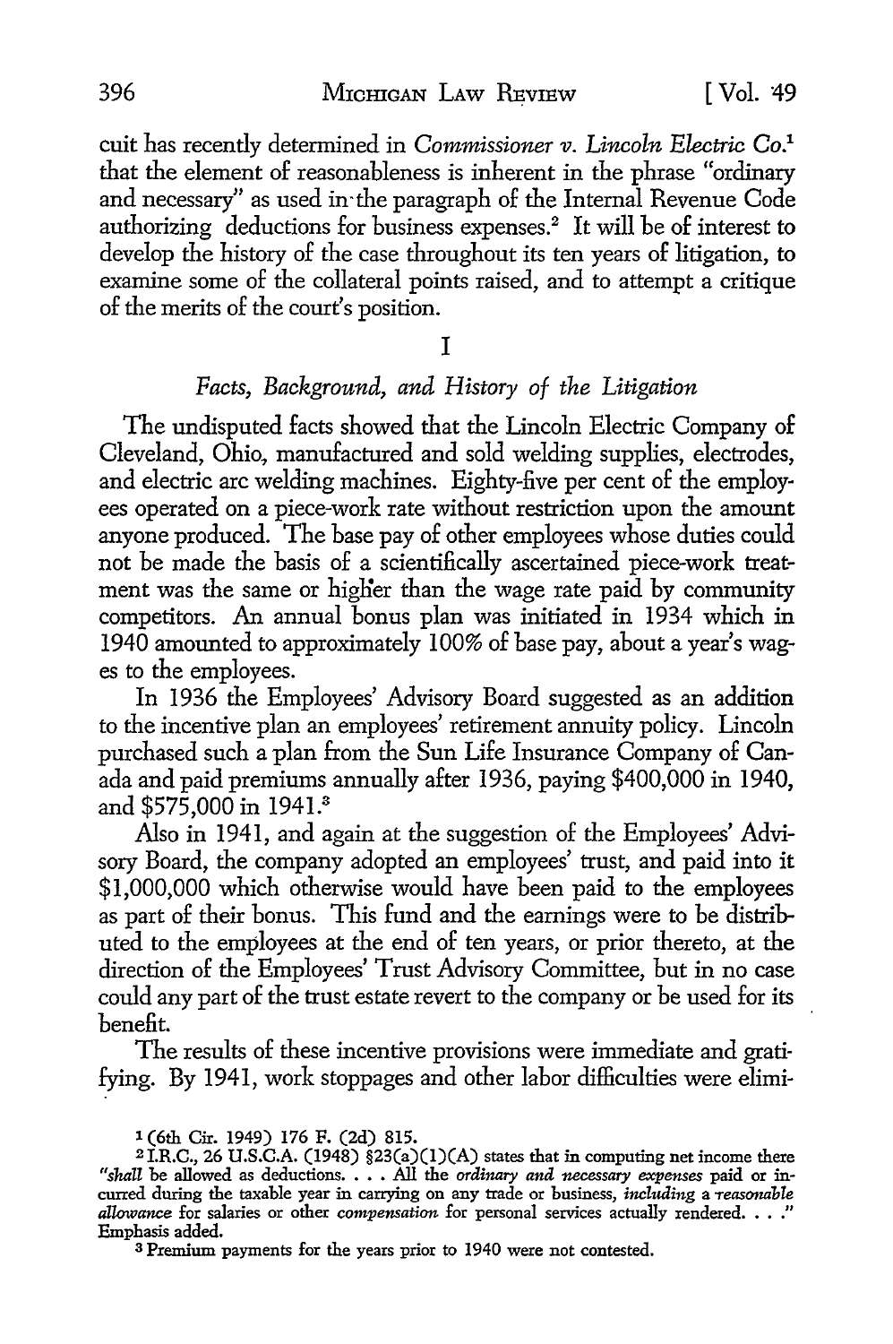cuit has recently determined in *Commissioner v. Lincoln Electric Co.*[1] that the element of reasonableness is inherent in the phrase "ordinary and necessary" as used in the paragraph of the Internal Revenue Code authorizing deductions for business expenses.[2] It will be of interest to develop the history of the case throughout its ten years of litigation, to examine some of the collateral points raised, and to attempt a critique of the merits of the court's position.

## I

### *Facts, Background, and History of the Litigation*

The undisputed facts showed that the Lincoln Electric Company of Cleveland, Ohio, manufactured and sold welding supplies, electrodes, and electric arc welding machines. Eighty-five per cent of the employees operated on a piece-work rate without restriction upon the amount anyone produced. The base pay of other employees whose duties could not be made the basis of a scientifically ascertained piece-work treatment was the same or higher than the wage rate paid by community competitors. An annual bonus plan was initiated in 1934 which in 1940 amounted to approximately 100% of base pay, about a year's wages to the employees.

In 1936 the Employees' Advisory Board suggested as an addition to the incentive plan an employees' retirement annuity policy. Lincoln purchased such a plan from the Sun Life Insurance Company of Canada and paid premiums annually after 1936, paying $400,000 in 1940, and $575,000 in 1941.[3]

Also in 1941, and again at the suggestion of the Employees' Advisory Board, the company adopted an employees' trust, and paid into it $1,000,000 which otherwise would have been paid to the employees as part of their bonus. This fund and the earnings were to be distributed to the employees at the end of ten years, or prior thereto, at the direction of the Employees' Trust Advisory Committee, but in no case could any part of the trust estate revert to the company or be used for its benefit.

The results of these incentive provisions were immediate and gratifying. By 1941, work stoppages and other labor difficulties were elimi-

---

1 (6th Cir. 1949) 176 F. (2d) 815.

2 I.R.C., 26 U.S.C.A. (1948) §23(a)(1)(A) states that in computing net income there "*shall* be allowed as deductions. . . . All the *ordinary and necessary expenses* paid or incurred during the taxable year in carrying on any trade or business, *including* a *reasonable allowance* for salaries or other *compensation* for personal services actually rendered. . . ." Emphasis added.

3 Premium payments for the years prior to 1940 were not contested.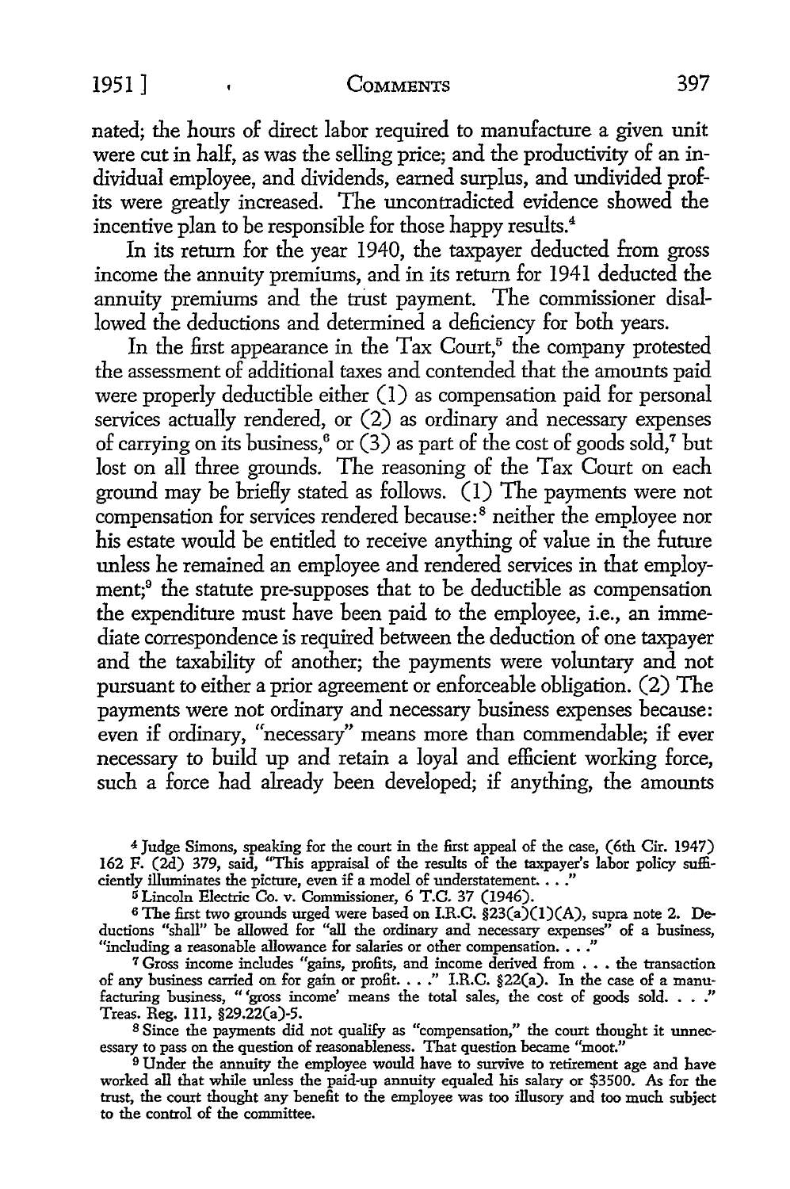nated; the hours of direct labor required to manufacture a given unit were cut in half, as was the selling price; and the productivity of an individual employee, and dividends, earned surplus, and undivided profits were greatly increased. The uncontradicted evidence showed the incentive plan to be responsible for those happy results.[4]

In its return for the year 1940, the taxpayer deducted from gross income the annuity premiums, and in its return for 1941 deducted the annuity premiums and the trust payment. The commissioner disallowed the deductions and determined a deficiency for both years.

In the first appearance in the Tax Court,[5] the company protested the assessment of additional taxes and contended that the amounts paid were properly deductible either (1) as compensation paid for personal services actually rendered, or (2) as ordinary and necessary expenses of carrying on its business,[6] or (3) as part of the cost of goods sold,[7] but lost on all three grounds. The reasoning of the Tax Court on each ground may be briefly stated as follows. (1) The payments were not compensation for services rendered because:[8] neither the employee nor his estate would be entitled to receive anything of value in the future unless he remained an employee and rendered services in that employment;[9] the statute pre-supposes that to be deductible as compensation the expenditure must have been paid to the employee, i.e., an immediate correspondence is required between the deduction of one taxpayer and the taxability of another; the payments were voluntary and not pursuant to either a prior agreement or enforceable obligation. (2) The payments were not ordinary and necessary business expenses because: even if ordinary, "necessary" means more than commendable; if ever necessary to build up and retain a loyal and efficient working force, such a force had already been developed; if anything, the amounts

---

[4] Judge Simons, speaking for the court in the first appeal of the case, (6th Cir. 1947) 162 F. (2d) 379, said, "This appraisal of the results of the taxpayer's labor policy sufficiently illuminates the picture, even if a model of understatement. . . ."

[5] Lincoln Electric Co. v. Commissioner, 6 T.C. 37 (1946).

[6] The first two grounds urged were based on I.R.C. §23(a)(1)(A), supra note 2. Deductions "shall" be allowed for "all the ordinary and necessary expenses" of a business, "including a reasonable allowance for salaries or other compensation. . . ."

[7] Gross income includes "gains, profits, and income derived from . . . the transaction of any business carried on for gain or profit. . . ." I.R.C. §22(a). In the case of a manufacturing business, "'gross income' means the total sales, the cost of goods sold. . . ." Treas. Reg. 111, §29.22(a)-5.

[8] Since the payments did not qualify as "compensation," the court thought it unnecessary to pass on the question of reasonableness. That question became "moot."

[9] Under the annuity the employee would have to survive to retirement age and have worked all that while unless the paid-up annuity equaled his salary or $3500. As for the trust, the court thought any benefit to the employee was too illusory and too much subject to the control of the committee.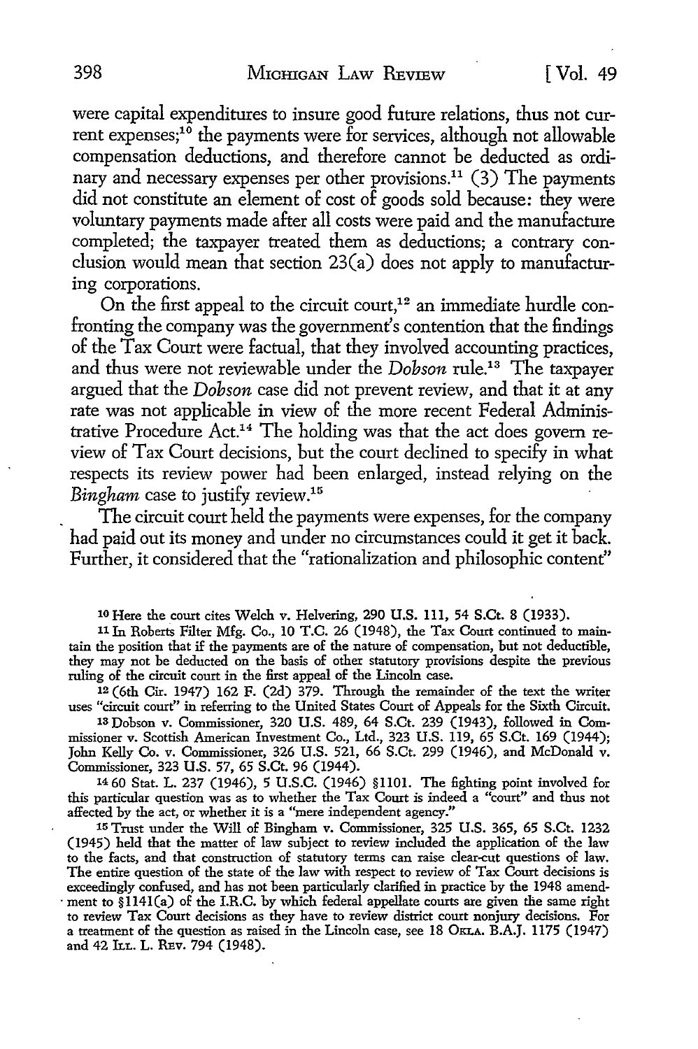were capital expenditures to insure good future relations, thus not current expenses;[10] the payments were for services, although not allowable compensation deductions, and therefore cannot be deducted as ordinary and necessary expenses per other provisions.[11] (3) The payments did not constitute an element of cost of goods sold because: they were voluntary payments made after all costs were paid and the manufacture completed; the taxpayer treated them as deductions; a contrary conclusion would mean that section 23(a) does not apply to manufacturing corporations.

On the first appeal to the circuit court,[12] an immediate hurdle confronting the company was the government's contention that the findings of the Tax Court were factual, that they involved accounting practices, and thus were not reviewable under the *Dobson* rule.[13] The taxpayer argued that the *Dobson* case did not prevent review, and that it at any rate was not applicable in view of the more recent Federal Administrative Procedure Act.[14] The holding was that the act does govern review of Tax Court decisions, but the court declined to specify in what respects its review power had been enlarged, instead relying on the *Bingham* case to justify review.[15]

The circuit court held the payments were expenses, for the company had paid out its money and under no circumstances could it get it back. Further, it considered that the "rationalization and philosophic content"

---

[10] Here the court cites Welch v. Helvering, 290 U.S. 111, 54 S.Ct. 8 (1933).

[11] In Roberts Filter Mfg. Co., 10 T.C. 26 (1948), the Tax Court continued to maintain the position that if the payments are of the nature of compensation, but not deductible, they may not be deducted on the basis of other statutory provisions despite the previous ruling of the circuit court in the first appeal of the Lincoln case.

[12] (6th Cir. 1947) 162 F. (2d) 379. Through the remainder of the text the writer uses "circuit court" in referring to the United States Court of Appeals for the Sixth Circuit.

[13] Dobson v. Commissioner, 320 U.S. 489, 64 S.Ct. 239 (1943), followed in Commissioner v. Scottish American Investment Co., Ltd., 323 U.S. 119, 65 S.Ct. 169 (1944); John Kelly Co. v. Commissioner, 326 U.S. 521, 66 S.Ct. 299 (1946), and McDonald v. Commissioner, 323 U.S. 57, 65 S.Ct. 96 (1944).

[14] 60 Stat. L. 237 (1946), 5 U.S.C. (1946) §1101. The fighting point involved for this particular question was as to whether the Tax Court is indeed a "court" and thus not affected by the act, or whether it is a "mere independent agency."

[15] Trust under the Will of Bingham v. Commissioner, 325 U.S. 365, 65 S.Ct. 1232 (1945) held that the matter of law subject to review included the application of the law to the facts, and that construction of statutory terms can raise clear-cut questions of law. The entire question of the state of the law with respect to review of Tax Court decisions is exceedingly confused, and has not been particularly clarified in practice by the 1948 amendment to §1141(a) of the I.R.C. by which federal appellate courts are given the same right to review Tax Court decisions as they have to review district court nonjury decisions. For a treatment of the question as raised in the Lincoln case, see 18 OKLA. B.A.J. 1175 (1947) and 42 ILL. L. REV. 794 (1948).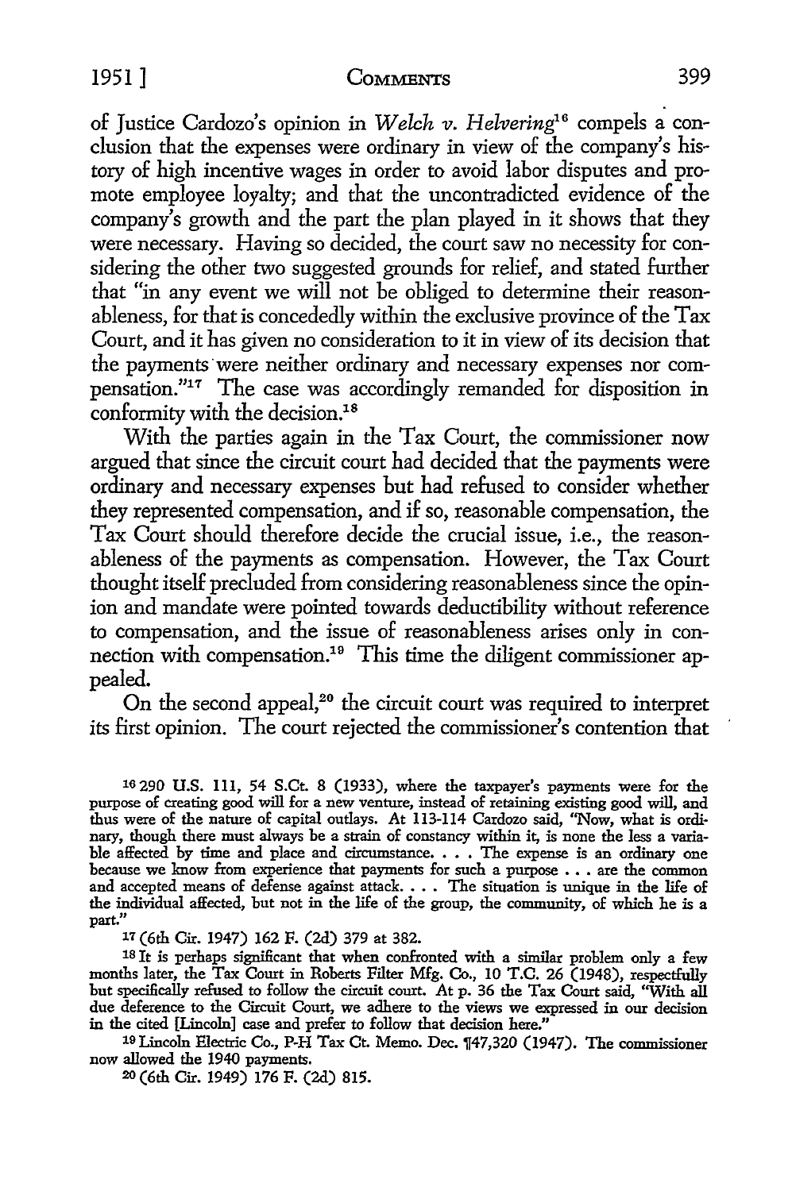of Justice Cardozo's opinion in *Welch v. Helvering*[16] compels a conclusion that the expenses were ordinary in view of the company's history of high incentive wages in order to avoid labor disputes and promote employee loyalty; and that the uncontradicted evidence of the company's growth and the part the plan played in it shows that they were necessary. Having so decided, the court saw no necessity for considering the other two suggested grounds for relief, and stated further that "in any event we will not be obliged to determine their reasonableness, for that is concededly within the exclusive province of the Tax Court, and it has given no consideration to it in view of its decision that the payments were neither ordinary and necessary expenses nor compensation."[17] The case was accordingly remanded for disposition in conformity with the decision.[18]

With the parties again in the Tax Court, the commissioner now argued that since the circuit court had decided that the payments were ordinary and necessary expenses but had refused to consider whether they represented compensation, and if so, reasonable compensation, the Tax Court should therefore decide the crucial issue, i.e., the reasonableness of the payments as compensation. However, the Tax Court thought itself precluded from considering reasonableness since the opinion and mandate were pointed towards deductibility without reference to compensation, and the issue of reasonableness arises only in connection with compensation.[19] This time the diligent commissioner appealed.

On the second appeal,[20] the circuit court was required to interpret its first opinion. The court rejected the commissioner's contention that

---

[16] 290 U.S. 111, 54 S.Ct. 8 (1933), where the taxpayer's payments were for the purpose of creating good will for a new venture, instead of retaining existing good will, and thus were of the nature of capital outlays. At 113-114 Cardozo said, "Now, what is ordinary, though there must always be a strain of constancy within it, is none the less a variable affected by time and place and circumstance. . . . The expense is an ordinary one because we know from experience that payments for such a purpose . . . are the common and accepted means of defense against attack. . . . The situation is unique in the life of the individual affected, but not in the life of the group, the community, of which he is a part."

[17] (6th Cir. 1947) 162 F. (2d) 379 at 382.

[18] It is perhaps significant that when confronted with a similar problem only a few months later, the Tax Court in Roberts Filter Mfg. Co., 10 T.C. 26 (1948), respectfully but specifically refused to follow the circuit court. At p. 36 the Tax Court said, "With all due deference to the Circuit Court, we adhere to the views we expressed in our decision in the cited [Lincoln] case and prefer to follow that decision here."

[19] Lincoln Electric Co., P-H Tax Ct. Memo. Dec. ¶47,320 (1947). The commissioner now allowed the 1940 payments.

[20] (6th Cir. 1949) 176 F. (2d) 815.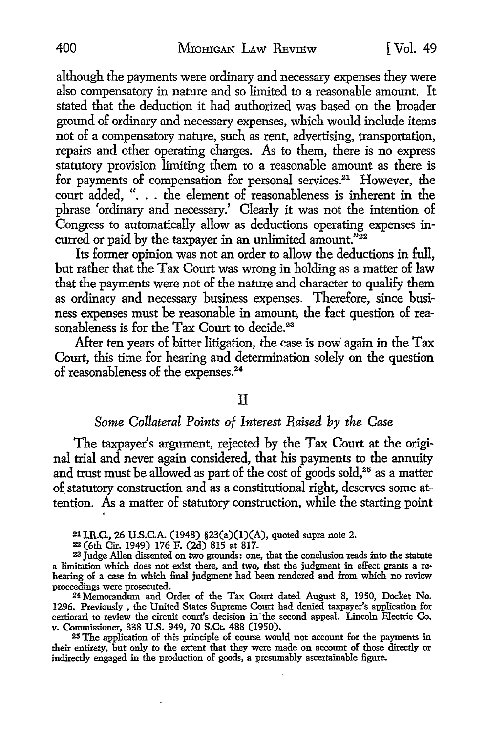although the payments were ordinary and necessary expenses they were also compensatory in nature and so limited to a reasonable amount. It stated that the deduction it had authorized was based on the broader ground of ordinary and necessary expenses, which would include items not of a compensatory nature, such as rent, advertising, transportation, repairs and other operating charges. As to them, there is no express statutory provision limiting them to a reasonable amount as there is for payments of compensation for personal services.[21] However, the court added, ". . . the element of reasonableness is inherent in the phrase 'ordinary and necessary.' Clearly it was not the intention of Congress to automatically allow as deductions operating expenses incurred or paid by the taxpayer in an unlimited amount."[22]

Its former opinion was not an order to allow the deductions in full, but rather that the Tax Court was wrong in holding as a matter of law that the payments were not of the nature and character to qualify them as ordinary and necessary business expenses. Therefore, since business expenses must be reasonable in amount, the fact question of reasonableness is for the Tax Court to decide.[23]

After ten years of bitter litigation, the case is now again in the Tax Court, this time for hearing and determination solely on the question of reasonableness of the expenses.[24]

## II

### *Some Collateral Points of Interest Raised by the Case*

The taxpayer's argument, rejected by the Tax Court at the original trial and never again considered, that his payments to the annuity and trust must be allowed as part of the cost of goods sold,[25] as a matter of statutory construction and as a constitutional right, deserves some attention. As a matter of statutory construction, while the starting point

---

[21] I.R.C., 26 U.S.C.A. (1948) §23(a)(1)(A), quoted supra note 2.

[22] (6th Cir. 1949) 176 F. (2d) 815 at 817.

[23] Judge Allen dissented on two grounds: one, that the conclusion reads into the statute a limitation which does not exist there, and two, that the judgment in effect grants a rehearing of a case in which final judgment had been rendered and from which no review proceedings were prosecuted.

[24] Memorandum and Order of the Tax Court dated August 8, 1950, Docket No. 1296. Previously , the United States Supreme Court had denied taxpayer's application for certiorari to review the circuit court's decision in the second appeal. Lincoln Electric Co. v. Commissioner, 338 U.S. 949, 70 S.Ct. 488 (1950).

[25] The application of this principle of course would not account for the payments in their entirety, but only to the extent that they were made on account of those directly or indirectly engaged in the production of goods, a presumably ascertainable figure.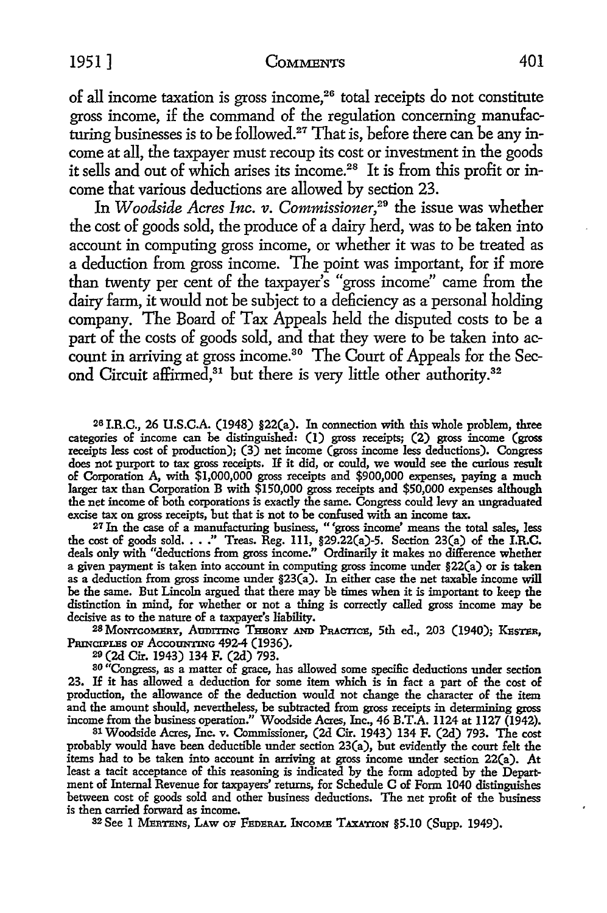of all income taxation is gross income,[26] total receipts do not constitute gross income, if the command of the regulation concerning manufacturing businesses is to be followed.[27] That is, before there can be any income at all, the taxpayer must recoup its cost or investment in the goods it sells and out of which arises its income.[28] It is from this profit or income that various deductions are allowed by section 23.

In *Woodside Acres Inc. v. Commissioner*,[29] the issue was whether the cost of goods sold, the produce of a dairy herd, was to be taken into account in computing gross income, or whether it was to be treated as a deduction from gross income. The point was important, for if more than twenty per cent of the taxpayer's "gross income" came from the dairy farm, it would not be subject to a deficiency as a personal holding company. The Board of Tax Appeals held the disputed costs to be a part of the costs of goods sold, and that they were to be taken into account in arriving at gross income.[30] The Court of Appeals for the Second Circuit affirmed,[31] but there is very little other authority.[32]

---

[26] I.R.C., 26 U.S.C.A. (1948) §22(a). In connection with this whole problem, three categories of income can be distinguished: (1) gross receipts; (2) gross income (gross receipts less cost of production); (3) net income (gross income less deductions). Congress does not purport to tax gross receipts. If it did, or could, we would see the curious result of Corporation A, with $1,000,000 gross receipts and $900,000 expenses, paying a much larger tax than Corporation B with $150,000 gross receipts and $50,000 expenses although the net income of both corporations is exactly the same. Congress could levy an ungraduated excise tax on gross receipts, but that is not to be confused with an income tax.

[27] In the case of a manufacturing business, "'gross income' means the total sales, less the cost of goods sold. . . ." Treas. Reg. 111, §29.22(a)-5. Section 23(a) of the I.R.C. deals only with "deductions from gross income." Ordinarily it makes no difference whether a given payment is taken into account in computing gross income under §22(a) or is taken as a deduction from gross income under §23(a). In either case the net taxable income will be the same. But Lincoln argued that there may be times when it is important to keep the distinction in mind, for whether or not a thing is correctly called gross income may be decisive as to the nature of a taxpayer's liability.

[28] MONTGOMERY, AUDITING THEORY AND PRACTICE, 5th ed., 203 (1940); KESTER, PRINCIPLES OF ACCOUNTING 492-4 (1936).

[29] (2d Cir. 1943) 134 F. (2d) 793.

[30] "Congress, as a matter of grace, has allowed some specific deductions under section 23. If it has allowed a deduction for some item which is in fact a part of the cost of production, the allowance of the deduction would not change the character of the item and the amount should, nevertheless, be subtracted from gross receipts in determining gross income from the business operation." Woodside Acres, Inc., 46 B.T.A. 1124 at 1127 (1942).

[31] Woodside Acres, Inc. v. Commissioner, (2d Cir. 1943) 134 F. (2d) 793. The cost probably would have been deductible under section 23(a), but evidently the court felt the items had to be taken into account in arriving at gross income under section 22(a). At least a tacit acceptance of this reasoning is indicated by the form adopted by the Department of Internal Revenue for taxpayers' returns, for Schedule C of Form 1040 distinguishes between cost of goods sold and other business deductions. The net profit of the business is then carried forward as income.

[32] See 1 MERTENS, LAW OF FEDERAL INCOME TAXATION §5.10 (Supp. 1949).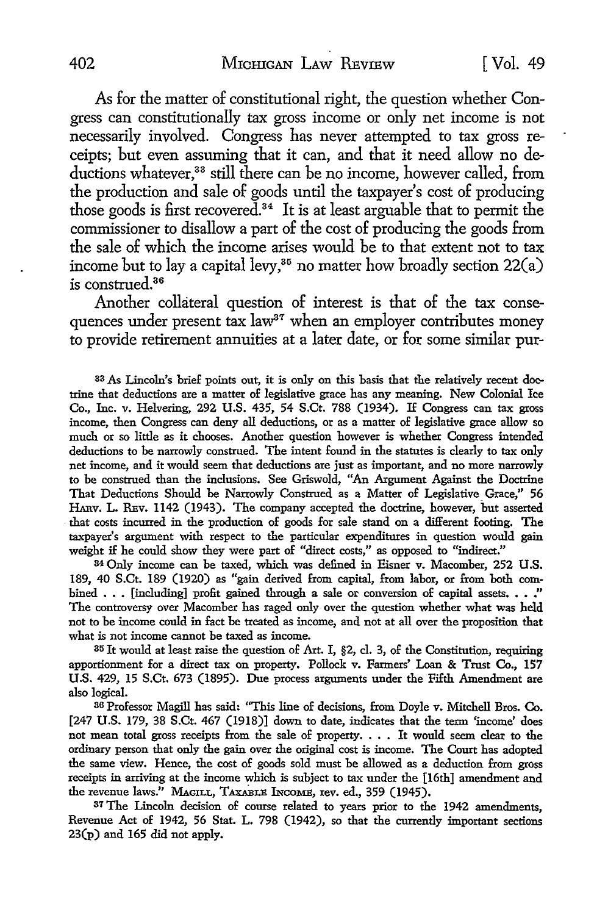As for the matter of constitutional right, the question whether Congress can constitutionally tax gross income or only net income is not necessarily involved. Congress has never attempted to tax gross receipts; but even assuming that it can, and that it need allow no deductions whatever,[33] still there can be no income, however called, from the production and sale of goods until the taxpayer's cost of producing those goods is first recovered.[34] It is at least arguable that to permit the commissioner to disallow a part of the cost of producing the goods from the sale of which the income arises would be to that extent not to tax income but to lay a capital levy,[35] no matter how broadly section 22(a) is construed.[36]

Another collateral question of interest is that of the tax consequences under present tax law[37] when an employer contributes money to provide retirement annuities at a later date, or for some similar pur-

---

[33] As Lincoln's brief points out, it is only on this basis that the relatively recent doctrine that deductions are a matter of legislative grace has any meaning. New Colonial Ice Co., Inc. v. Helvering, 292 U.S. 435, 54 S.Ct. 788 (1934). If Congress can tax gross income, then Congress can deny all deductions, or as a matter of legislative grace allow so much or so little as it chooses. Another question however is whether Congress intended deductions to be narrowly construed. The intent found in the statutes is clearly to tax only net income, and it would seem that deductions are just as important, and no more narrowly to be construed than the inclusions. See Griswold, "An Argument Against the Doctrine That Deductions Should be Narrowly Construed as a Matter of Legislative Grace," 56 HARV. L. REV. 1142 (1943). The company accepted the doctrine, however, but asserted that costs incurred in the production of goods for sale stand on a different footing. The taxpayer's argument with respect to the particular expenditures in question would gain weight if he could show they were part of "direct costs," as opposed to "indirect."

[34] Only income can be taxed, which was defined in Eisner v. Macomber, 252 U.S. 189, 40 S.Ct. 189 (1920) as "gain derived from capital, from labor, or from both combined . . . [including] profit gained through a sale or conversion of capital assets. . . ." The controversy over Macomber has raged only over the question whether what was held not to be income could in fact be treated as income, and not at all over the proposition that what is not income cannot be taxed as income.

[35] It would at least raise the question of Art. I, §2, cl. 3, of the Constitution, requiring apportionment for a direct tax on property. Pollock v. Farmers' Loan & Trust Co., 157 U.S. 429, 15 S.Ct. 673 (1895). Due process arguments under the Fifth Amendment are also logical.

[36] Professor Magill has said: "This line of decisions, from Doyle v. Mitchell Bros. Co. [247 U.S. 179, 38 S.Ct. 467 (1918)] down to date, indicates that the term 'income' does not mean total gross receipts from the sale of property. . . . It would seem clear to the ordinary person that only the gain over the original cost is income. The Court has adopted the same view. Hence, the cost of goods sold must be allowed as a deduction from gross receipts in arriving at the income which is subject to tax under the [16th] amendment and the revenue laws." MAGILL, TAXABLE INCOME, rev. ed., 359 (1945).

[37] The Lincoln decision of course related to years prior to the 1942 amendments, Revenue Act of 1942, 56 Stat. L. 798 (1942), so that the currently important sections 23(p) and 165 did not apply.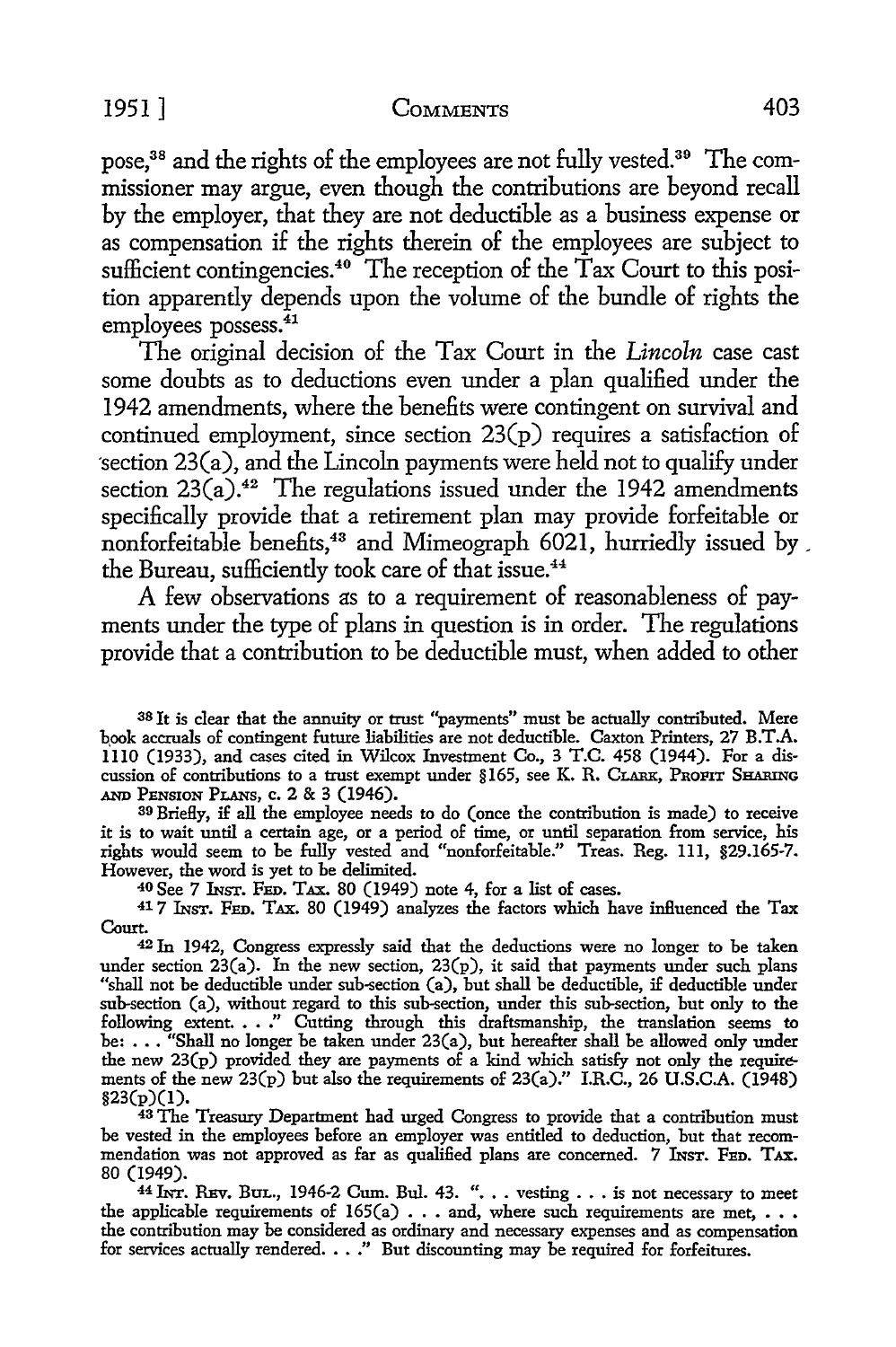pose,[38] and the rights of the employees are not fully vested.[39] The commissioner may argue, even though the contributions are beyond recall by the employer, that they are not deductible as a business expense or as compensation if the rights therein of the employees are subject to sufficient contingencies.[40] The reception of the Tax Court to this position apparently depends upon the volume of the bundle of rights the employees possess.[41]

The original decision of the Tax Court in the *Lincoln* case cast some doubts as to deductions even under a plan qualified under the 1942 amendments, where the benefits were contingent on survival and continued employment, since section 23(p) requires a satisfaction of section 23(a), and the Lincoln payments were held not to qualify under section 23(a).[42] The regulations issued under the 1942 amendments specifically provide that a retirement plan may provide forfeitable or nonforfeitable benefits,[43] and Mimeograph 6021, hurriedly issued by the Bureau, sufficiently took care of that issue.[44]

A few observations as to a requirement of reasonableness of payments under the type of plans in question is in order. The regulations provide that a contribution to be deductible must, when added to other

---

[38] It is clear that the annuity or trust "payments" must be actually contributed. Mere book accruals of contingent future liabilities are not deductible. Caxton Printers, 27 B.T.A. 1110 (1933), and cases cited in Wilcox Investment Co., 3 T.C. 458 (1944). For a discussion of contributions to a trust exempt under §165, see K. R. Clark, Profit Sharing and Pension Plans, c. 2 & 3 (1946).

[39] Briefly, if all the employee needs to do (once the contribution is made) to receive it is to wait until a certain age, or a period of time, or until separation from service, his rights would seem to be fully vested and "nonforfeitable." Treas. Reg. 111, §29.165-7. However, the word is yet to be delimited.

[40] See 7 Inst. Fed. Tax. 80 (1949) note 4, for a list of cases.

[41] 7 Inst. Fed. Tax. 80 (1949) analyzes the factors which have influenced the Tax Court.

[42] In 1942, Congress expressly said that the deductions were no longer to be taken under section 23(a). In the new section, 23(p), it said that payments under such plans "shall not be deductible under sub-section (a), but shall be deductible, if deductible under sub-section (a), without regard to this sub-section, under this sub-section, but only to the following extent. . . ." Cutting through this draftsmanship, the translation seems to be: . . . "Shall no longer be taken under 23(a), but hereafter shall be allowed only under the new 23(p) provided they are payments of a kind which satisfy not only the requirements of the new 23(p) but also the requirements of 23(a)." I.R.C., 26 U.S.C.A. (1948) §23(p)(1).

[43] The Treasury Department had urged Congress to provide that a contribution must be vested in the employees before an employer was entitled to deduction, but that recommendation was not approved as far as qualified plans are concerned. 7 Inst. Fed. Tax. 80 (1949).

[44] Int. Rev. Bul., 1946-2 Cum. Bul. 43. ". . . vesting . . . is not necessary to meet the applicable requirements of 165(a) . . . and, where such requirements are met, . . . the contribution may be considered as ordinary and necessary expenses and as compensation for services actually rendered. . . ." But discounting may be required for forfeitures.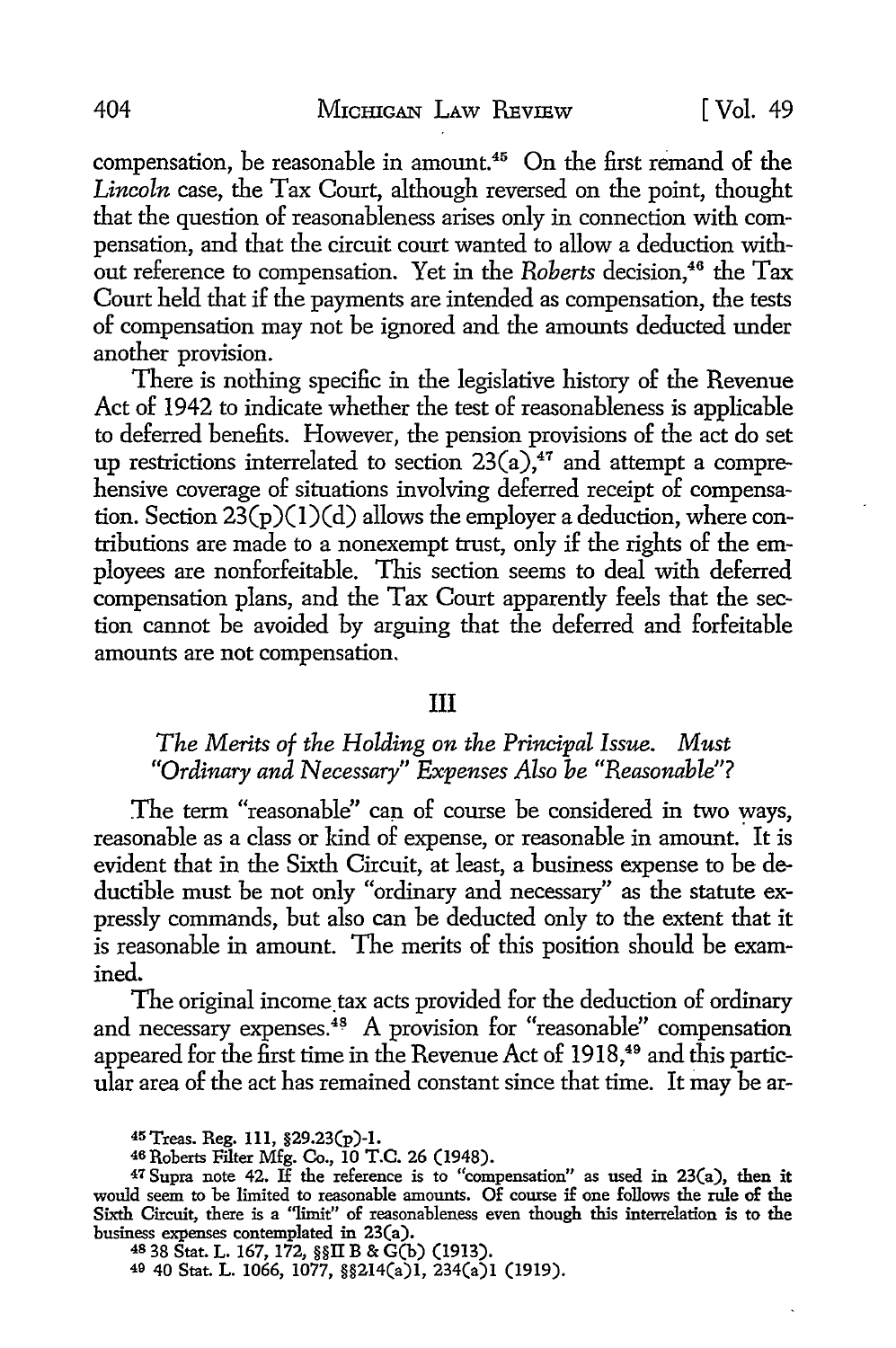compensation, be reasonable in amount.[45] On the first remand of the *Lincoln* case, the Tax Court, although reversed on the point, thought that the question of reasonableness arises only in connection with compensation, and that the circuit court wanted to allow a deduction without reference to compensation. Yet in the *Roberts* decision,[46] the Tax Court held that if the payments are intended as compensation, the tests of compensation may not be ignored and the amounts deducted under another provision.

There is nothing specific in the legislative history of the Revenue Act of 1942 to indicate whether the test of reasonableness is applicable to deferred benefits. However, the pension provisions of the act do set up restrictions interrelated to section 23(a),[47] and attempt a comprehensive coverage of situations involving deferred receipt of compensation. Section 23(p)(1)(d) allows the employer a deduction, where contributions are made to a nonexempt trust, only if the rights of the employees are nonforfeitable. This section seems to deal with deferred compensation plans, and the Tax Court apparently feels that the section cannot be avoided by arguing that the deferred and forfeitable amounts are not compensation.

## III

### *The Merits of the Holding on the Principal Issue. Must "Ordinary and Necessary" Expenses Also be "Reasonable"?*

The term "reasonable" can of course be considered in two ways, reasonable as a class or kind of expense, or reasonable in amount. It is evident that in the Sixth Circuit, at least, a business expense to be deductible must be not only "ordinary and necessary" as the statute expressly commands, but also can be deducted only to the extent that it is reasonable in amount. The merits of this position should be examined.

The original income tax acts provided for the deduction of ordinary and necessary expenses.[48] A provision for "reasonable" compensation appeared for the first time in the Revenue Act of 1918,[49] and this particular area of the act has remained constant since that time. It may be ar-

---

[45] Treas. Reg. 111, §29.23(p)-1.

[46] Roberts Filter Mfg. Co., 10 T.C. 26 (1948).

[47] Supra note 42. If the reference is to "compensation" as used in 23(a), then it would seem to be limited to reasonable amounts. Of course if one follows the rule of the Sixth Circuit, there is a "limit" of reasonableness even though this interrelation is to the business expenses contemplated in 23(a).

[48] 38 Stat. L. 167, 172, §§II B & G(b) (1913).

[49] 40 Stat. L. 1066, 1077, §§214(a)1, 234(a)1 (1919).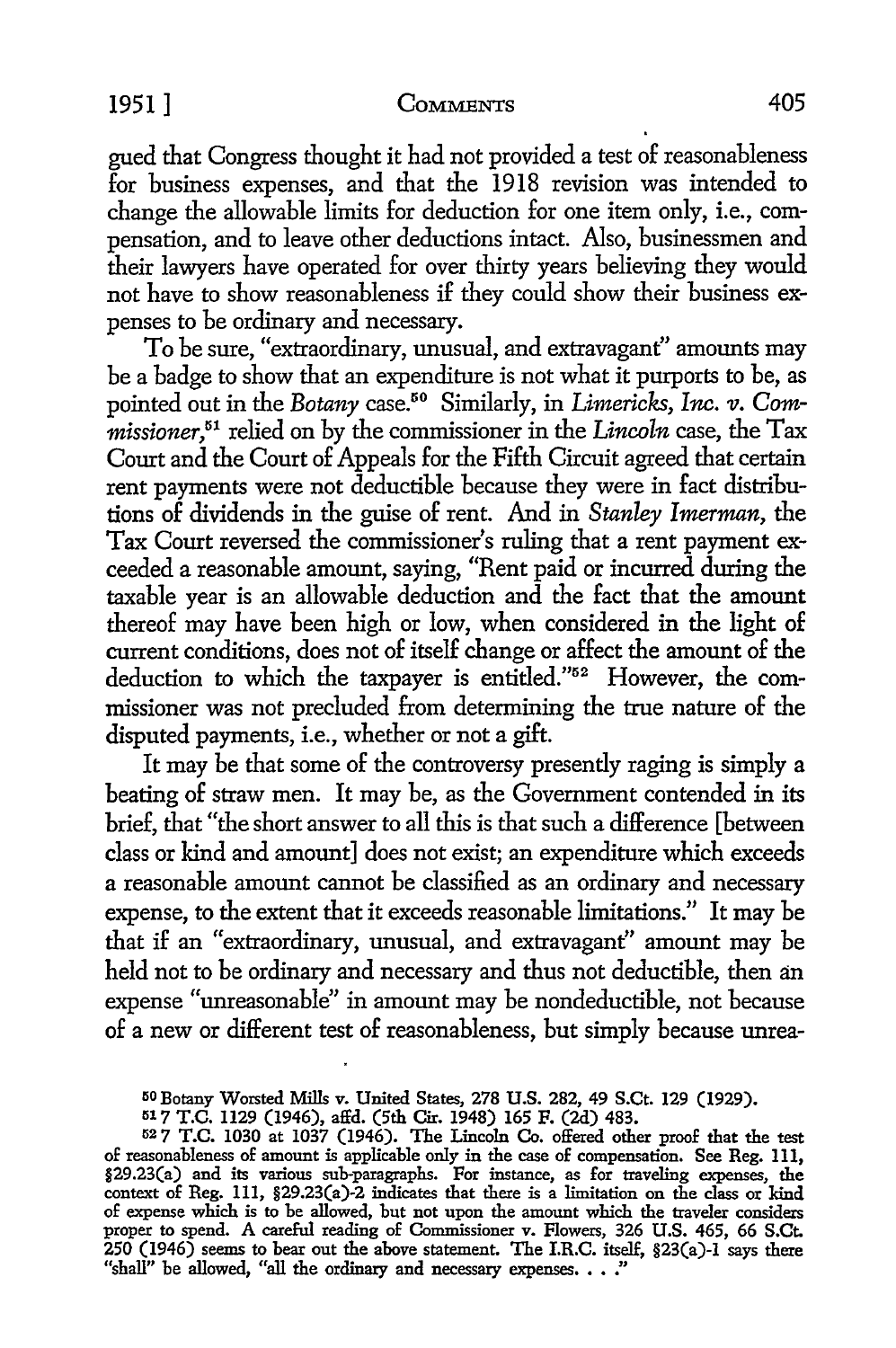gued that Congress thought it had not provided a test of reasonableness for business expenses, and that the 1918 revision was intended to change the allowable limits for deduction for one item only, i.e., compensation, and to leave other deductions intact. Also, businessmen and their lawyers have operated for over thirty years believing they would not have to show reasonableness if they could show their business expenses to be ordinary and necessary.

To be sure, "extraordinary, unusual, and extravagant" amounts may be a badge to show that an expenditure is not what it purports to be, as pointed out in the *Botany* case.[50] Similarly, in *Limericks, Inc. v. Commissioner*,[51] relied on by the commissioner in the *Lincoln* case, the Tax Court and the Court of Appeals for the Fifth Circuit agreed that certain rent payments were not deductible because they were in fact distributions of dividends in the guise of rent. And in *Stanley Imerman*, the Tax Court reversed the commissioner's ruling that a rent payment exceeded a reasonable amount, saying, "Rent paid or incurred during the taxable year is an allowable deduction and the fact that the amount thereof may have been high or low, when considered in the light of current conditions, does not of itself change or affect the amount of the deduction to which the taxpayer is entitled."[52] However, the commissioner was not precluded from determining the true nature of the disputed payments, i.e., whether or not a gift.

It may be that some of the controversy presently raging is simply a beating of straw men. It may be, as the Government contended in its brief, that "the short answer to all this is that such a difference [between class or kind and amount] does not exist; an expenditure which exceeds a reasonable amount cannot be classified as an ordinary and necessary expense, to the extent that it exceeds reasonable limitations." It may be that if an "extraordinary, unusual, and extravagant" amount may be held not to be ordinary and necessary and thus not deductible, then an expense "unreasonable" in amount may be nondeductible, not because of a new or different test of reasonableness, but simply because unrea-

---

[50] Botany Worsted Mills v. United States, 278 U.S. 282, 49 S.Ct. 129 (1929).

[51] 7 T.C. 1129 (1946), affd. (5th Cir. 1948) 165 F. (2d) 483.

[52] 7 T.C. 1030 at 1037 (1946). The Lincoln Co. offered other proof that the test of reasonableness of amount is applicable only in the case of compensation. See Reg. 111, §29.23(a) and its various sub-paragraphs. For instance, as for traveling expenses, the context of Reg. 111, §29.23(a)-2 indicates that there is a limitation on the class or kind of expense which is to be allowed, but not upon the amount which the traveler considers proper to spend. A careful reading of Commissioner v. Flowers, 326 U.S. 465, 66 S.Ct. 250 (1946) seems to bear out the above statement. The I.R.C. itself, §23(a)-1 says there "shall" be allowed, "all the ordinary and necessary expenses. . . ."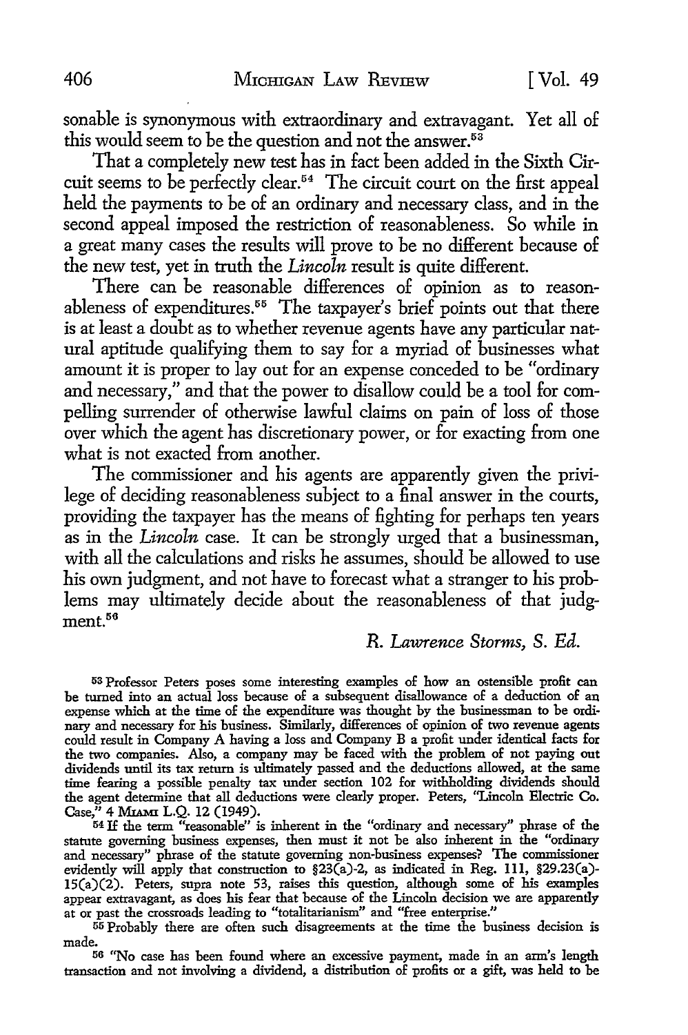sonable is synonymous with extraordinary and extravagant. Yet all of this would seem to be the question and not the answer.[53]

That a completely new test has in fact been added in the Sixth Circuit seems to be perfectly clear.[54] The circuit court on the first appeal held the payments to be of an ordinary and necessary class, and in the second appeal imposed the restriction of reasonableness. So while in a great many cases the results will prove to be no different because of the new test, yet in truth the *Lincoln* result is quite different.

There can be reasonable differences of opinion as to reasonableness of expenditures.[55] The taxpayer's brief points out that there is at least a doubt as to whether revenue agents have any particular natural aptitude qualifying them to say for a myriad of businesses what amount it is proper to lay out for an expense conceded to be "ordinary and necessary," and that the power to disallow could be a tool for compelling surrender of otherwise lawful claims on pain of loss of those over which the agent has discretionary power, or for exacting from one what is not exacted from another.

The commissioner and his agents are apparently given the privilege of deciding reasonableness subject to a final answer in the courts, providing the taxpayer has the means of fighting for perhaps ten years as in the *Lincoln* case. It can be strongly urged that a businessman, with all the calculations and risks he assumes, should be allowed to use his own judgment, and not have to forecast what a stranger to his problems may ultimately decide about the reasonableness of that judgment.[56]

*R. Lawrence Storms, S. Ed.*

[53] Professor Peters poses some interesting examples of how an ostensible profit can be turned into an actual loss because of a subsequent disallowance of a deduction of an expense which at the time of the expenditure was thought by the businessman to be ordinary and necessary for his business. Similarly, differences of opinion of two revenue agents could result in Company A having a loss and Company B a profit under identical facts for the two companies. Also, a company may be faced with the problem of not paying out dividends until its tax return is ultimately passed and the deductions allowed, at the same time fearing a possible penalty tax under section 102 for withholding dividends should the agent determine that all deductions were clearly proper. Peters, "Lincoln Electric Co. Case," 4 MIAMI L.Q. 12 (1949).

[54] If the term "reasonable" is inherent in the "ordinary and necessary" phrase of the statute governing business expenses, then must it not be also inherent in the "ordinary and necessary" phrase of the statute governing non-business expenses? The commissioner evidently will apply that construction to §23(a)-2, as indicated in Reg. 111, §29.23(a)-15(a)(2). Peters, supra note 53, raises this question, although some of his examples appear extravagant, as does his fear that because of the Lincoln decision we are apparently at or past the crossroads leading to "totalitarianism" and "free enterprise."

[55] Probably there are often such disagreements at the time the business decision is made.

[56] "No case has been found where an excessive payment, made in an arm's length transaction and not involving a dividend, a distribution of profits or a gift, was held to be